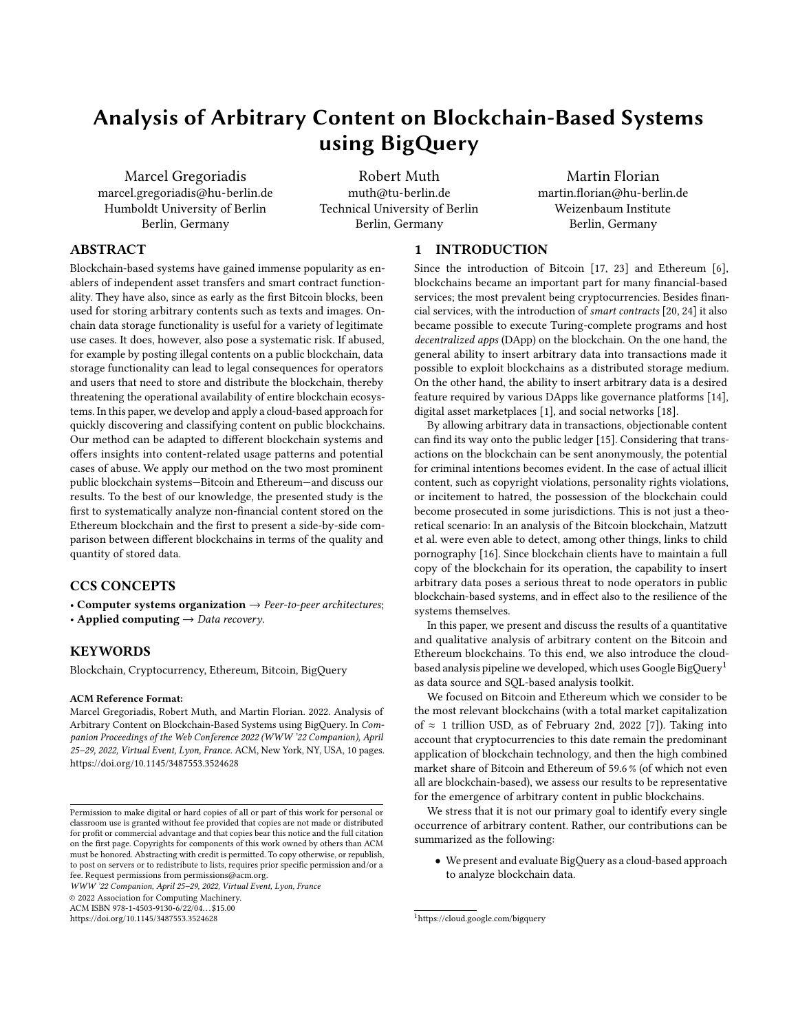# Analysis of Arbitrary Content on Blockchain-Based Systems using BigQuery

Marcel Gregoriadis
marcel.gregoriadis@hu-berlin.de
Humboldt University of Berlin
Berlin, Germany

Robert Muth
muth@tu-berlin.de
Technical University of Berlin
Berlin, Germany

Martin Florian
martin.florian@hu-berlin.de
Weizenbaum Institute
Berlin, Germany

## ABSTRACT

Blockchain-based systems have gained immense popularity as enablers of independent asset transfers and smart contract functionality. They have also, since as early as the first Bitcoin blocks, been used for storing arbitrary contents such as texts and images. On-chain data storage functionality is useful for a variety of legitimate use cases. It does, however, also pose a systematic risk. If abused, for example by posting illegal contents on a public blockchain, data storage functionality can lead to legal consequences for operators and users that need to store and distribute the blockchain, thereby threatening the operational availability of entire blockchain ecosystems. In this paper, we develop and apply a cloud-based approach for quickly discovering and classifying content on public blockchains. Our method can be adapted to different blockchain systems and offers insights into content-related usage patterns and potential cases of abuse. We apply our method on the two most prominent public blockchain systems—Bitcoin and Ethereum—and discuss our results. To the best of our knowledge, the presented study is the first to systematically analyze non-financial content stored on the Ethereum blockchain and the first to present a side-by-side comparison between different blockchains in terms of the quality and quantity of stored data.

## CCS CONCEPTS

• **Computer systems organization** → *Peer-to-peer architectures*;
• **Applied computing** → *Data recovery*.

## KEYWORDS

Blockchain, Cryptocurrency, Ethereum, Bitcoin, BigQuery

**ACM Reference Format:**
Marcel Gregoriadis, Robert Muth, and Martin Florian. 2022. Analysis of Arbitrary Content on Blockchain-Based Systems using BigQuery. In *Companion Proceedings of the Web Conference 2022 (WWW '22 Companion), April 25–29, 2022, Virtual Event, Lyon, France.* ACM, New York, NY, USA, 10 pages. https://doi.org/10.1145/3487553.3524628

Permission to make digital or hard copies of all or part of this work for personal or classroom use is granted without fee provided that copies are not made or distributed for profit or commercial advantage and that copies bear this notice and the full citation on the first page. Copyrights for components of this work owned by others than ACM must be honored. Abstracting with credit is permitted. To copy otherwise, or republish, to post on servers or to redistribute to lists, requires prior specific permission and/or a fee. Request permissions from permissions@acm.org.
*WWW '22 Companion, April 25–29, 2022, Virtual Event, Lyon, France*
© 2022 Association for Computing Machinery.
ACM ISBN 978-1-4503-9130-6/22/04…$15.00
https://doi.org/10.1145/3487553.3524628

## 1 INTRODUCTION

Since the introduction of Bitcoin [17, 23] and Ethereum [6], blockchains became an important part for many financial-based services; the most prevalent being cryptocurrencies. Besides financial services, with the introduction of *smart contracts* [20, 24] it also became possible to execute Turing-complete programs and host *decentralized apps* (DApp) on the blockchain. On the one hand, the general ability to insert arbitrary data into transactions made it possible to exploit blockchains as a distributed storage medium. On the other hand, the ability to insert arbitrary data is a desired feature required by various DApps like governance platforms [14], digital asset marketplaces [1], and social networks [18].

By allowing arbitrary data in transactions, objectionable content can find its way onto the public ledger [15]. Considering that transactions on the blockchain can be sent anonymously, the potential for criminal intentions becomes evident. In the case of actual illicit content, such as copyright violations, personality rights violations, or incitement to hatred, the possession of the blockchain could become prosecuted in some jurisdictions. This is not just a theoretical scenario: In an analysis of the Bitcoin blockchain, Matzutt et al. were even able to detect, among other things, links to child pornography [16]. Since blockchain clients have to maintain a full copy of the blockchain for its operation, the capability to insert arbitrary data poses a serious threat to node operators in public blockchain-based systems, and in effect also to the resilience of the systems themselves.

In this paper, we present and discuss the results of a quantitative and qualitative analysis of arbitrary content on the Bitcoin and Ethereum blockchains. To this end, we also introduce the cloud-based analysis pipeline we developed, which uses Google BigQuery[1] as data source and SQL-based analysis toolkit.

We focused on Bitcoin and Ethereum which we consider to be the most relevant blockchains (with a total market capitalization of $\approx$ 1 trillion USD, as of February 2nd, 2022 [7]). Taking into account that cryptocurrencies to this date remain the predominant application of blockchain technology, and then the high combined market share of Bitcoin and Ethereum of 59.6 % (of which not even all are blockchain-based), we assess our results to be representative for the emergence of arbitrary content in public blockchains.

We stress that it is not our primary goal to identify every single occurrence of arbitrary content. Rather, our contributions can be summarized as the following:

- We present and evaluate BigQuery as a cloud-based approach to analyze blockchain data.

[1] https://cloud.google.com/bigquery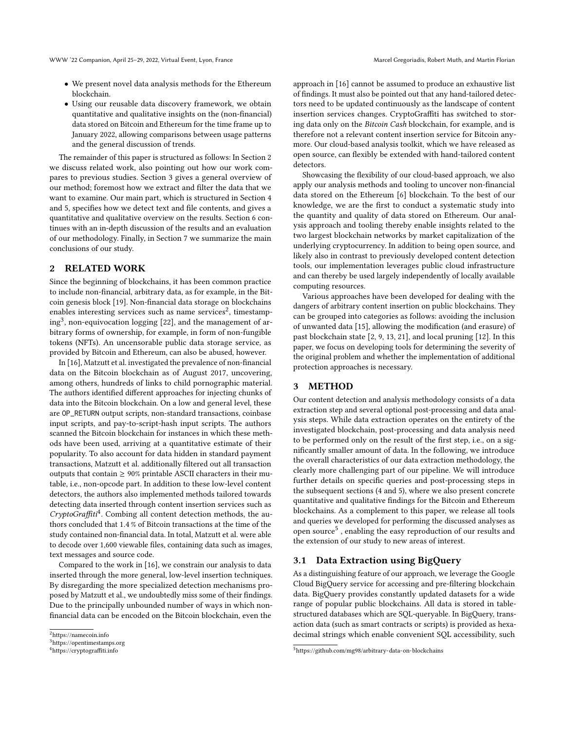- We present novel data analysis methods for the Ethereum blockchain.
- Using our reusable data discovery framework, we obtain quantitative and qualitative insights on the (non-financial) data stored on Bitcoin and Ethereum for the time frame up to January 2022, allowing comparisons between usage patterns and the general discussion of trends.

The remainder of this paper is structured as follows: In Section 2 we discuss related work, also pointing out how our work compares to previous studies. Section 3 gives a general overview of our method; foremost how we extract and filter the data that we want to examine. Our main part, which is structured in Section 4 and 5, specifies how we detect text and file contents, and gives a quantitative and qualitative overview on the results. Section 6 continues with an in-depth discussion of the results and an evaluation of our methodology. Finally, in Section 7 we summarize the main conclusions of our study.

## 2 RELATED WORK

Since the beginning of blockchains, it has been common practice to include non-financial, arbitrary data, as for example, in the Bitcoin genesis block [19]. Non-financial data storage on blockchains enables interesting services such as name services[2], timestamping[3], non-equivocation logging [22], and the management of arbitrary forms of ownership, for example, in form of non-fungible tokens (NFTs). An uncensorable public data storage service, as provided by Bitcoin and Ethereum, can also be abused, however.

In [16], Matzutt et al. investigated the prevalence of non-financial data on the Bitcoin blockchain as of August 2017, uncovering, among others, hundreds of links to child pornographic material. The authors identified different approaches for injecting chunks of data into the Bitcoin blockchain. On a low and general level, these are OP_RETURN output scripts, non-standard transactions, coinbase input scripts, and pay-to-script-hash input scripts. The authors scanned the Bitcoin blockchain for instances in which these methods have been used, arriving at a quantitative estimate of their popularity. To also account for data hidden in standard payment transactions, Matzutt et al. additionally filtered out all transaction outputs that contain ≥ 90% printable ASCII characters in their mutable, i.e., non-opcode part. In addition to these low-level content detectors, the authors also implemented methods tailored towards detecting data inserted through content insertion services such as *CryptoGraffiti*[4]. Combing all content detection methods, the authors concluded that 1.4 % of Bitcoin transactions at the time of the study contained non-financial data. In total, Matzutt et al. were able to decode over 1,600 viewable files, containing data such as images, text messages and source code.

Compared to the work in [16], we constrain our analysis to data inserted through the more general, low-level insertion techniques. By disregarding the more specialized detection mechanisms proposed by Matzutt et al., we undoubtedly miss some of their findings. Due to the principally unbounded number of ways in which non-financial data can be encoded on the Bitcoin blockchain, even the approach in [16] cannot be assumed to produce an exhaustive list of findings. It must also be pointed out that any hand-tailored detectors need to be updated continuously as the landscape of content insertion services changes. CryptoGraffiti has switched to storing data only on the *Bitcoin Cash* blockchain, for example, and is therefore not a relevant content insertion service for Bitcoin anymore. Our cloud-based analysis toolkit, which we have released as open source, can flexibly be extended with hand-tailored content detectors.

Showcasing the flexibility of our cloud-based approach, we also apply our analysis methods and tooling to uncover non-financial data stored on the Ethereum [6] blockchain. To the best of our knowledge, we are the first to conduct a systematic study into the quantity and quality of data stored on Ethereum. Our analysis approach and tooling thereby enable insights related to the two largest blockchain networks by market capitalization of the underlying cryptocurrency. In addition to being open source, and likely also in contrast to previously developed content detection tools, our implementation leverages public cloud infrastructure and can thereby be used largely independently of locally available computing resources.

Various approaches have been developed for dealing with the dangers of arbitrary content insertion on public blockchains. They can be grouped into categories as follows: avoiding the inclusion of unwanted data [15], allowing the modification (and erasure) of past blockchain state [2, 9, 13, 21], and local pruning [12]. In this paper, we focus on developing tools for determining the severity of the original problem and whether the implementation of additional protection approaches is necessary.

## 3 METHOD

Our content detection and analysis methodology consists of a data extraction step and several optional post-processing and data analysis steps. While data extraction operates on the entirety of the investigated blockchain, post-processing and data analysis need to be performed only on the result of the first step, i.e., on a significantly smaller amount of data. In the following, we introduce the overall characteristics of our data extraction methodology, the clearly more challenging part of our pipeline. We will introduce further details on specific queries and post-processing steps in the subsequent sections (4 and 5), where we also present concrete quantitative and qualitative findings for the Bitcoin and Ethereum blockchains. As a complement to this paper, we release all tools and queries we developed for performing the discussed analyses as open source[5] , enabling the easy reproduction of our results and the extension of our study to new areas of interest.

### 3.1 Data Extraction using BigQuery

As a distinguishing feature of our approach, we leverage the Google Cloud BigQuery service for accessing and pre-filtering blockchain data. BigQuery provides constantly updated datasets for a wide range of popular public blockchains. All data is stored in table-structured databases which are SQL-queryable. In BigQuery, transaction data (such as smart contracts or scripts) is provided as hexadecimal strings which enable convenient SQL accessibility, such

[2] https://namecoin.info
[3] https://opentimestamps.org
[4] https://cryptograffiti.info
[5] https://github.com/mg98/arbitrary-data-on-blockchains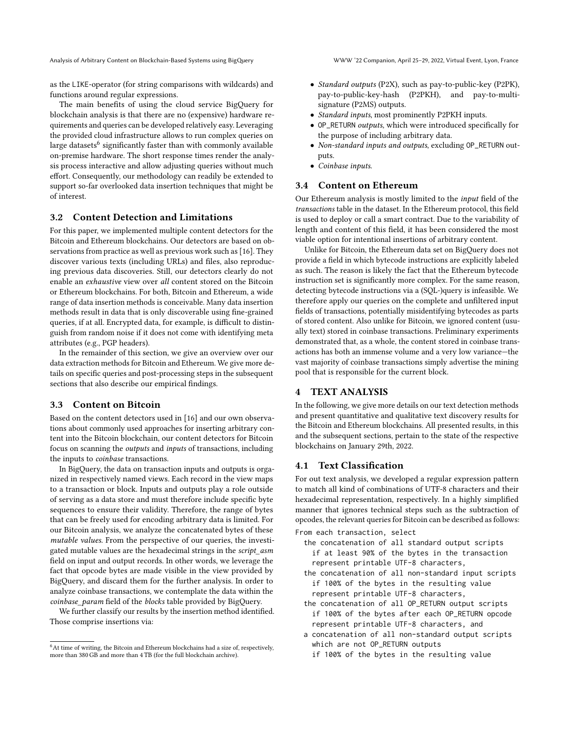as the LIKE-operator (for string comparisons with wildcards) and functions around regular expressions.

The main benefits of using the cloud service BigQuery for blockchain analysis is that there are no (expensive) hardware requirements and queries can be developed relatively easy. Leveraging the provided cloud infrastructure allows to run complex queries on large datasets[6] significantly faster than with commonly available on-premise hardware. The short response times render the analysis process interactive and allow adjusting queries without much effort. Consequently, our methodology can readily be extended to support so-far overlooked data insertion techniques that might be of interest.

### 3.2 Content Detection and Limitations

For this paper, we implemented multiple content detectors for the Bitcoin and Ethereum blockchains. Our detectors are based on observations from practice as well as previous work such as [16]. They discover various texts (including URLs) and files, also reproducing previous data discoveries. Still, our detectors clearly do not enable an *exhaustive* view over *all* content stored on the Bitcoin or Ethereum blockchains. For both, Bitcoin and Ethereum, a wide range of data insertion methods is conceivable. Many data insertion methods result in data that is only discoverable using fine-grained queries, if at all. Encrypted data, for example, is difficult to distinguish from random noise if it does not come with identifying meta attributes (e.g., PGP headers).

In the remainder of this section, we give an overview over our data extraction methods for Bitcoin and Ethereum. We give more details on specific queries and post-processing steps in the subsequent sections that also describe our empirical findings.

### 3.3 Content on Bitcoin

Based on the content detectors used in [16] and our own observations about commonly used approaches for inserting arbitrary content into the Bitcoin blockchain, our content detectors for Bitcoin focus on scanning the *outputs* and *inputs* of transactions, including the inputs to *coinbase* transactions.

In BigQuery, the data on transaction inputs and outputs is organized in respectively named views. Each record in the view maps to a transaction or block. Inputs and outputs play a role outside of serving as a data store and must therefore include specific byte sequences to ensure their validity. Therefore, the range of bytes that can be freely used for encoding arbitrary data is limited. For our Bitcoin analysis, we analyze the concatenated bytes of these *mutable values*. From the perspective of our queries, the investigated mutable values are the hexadecimal strings in the *script_asm* field on input and output records. In other words, we leverage the fact that opcode bytes are made visible in the view provided by BigQuery, and discard them for the further analysis. In order to analyze coinbase transactions, we contemplate the data within the *coinbase_param* field of the *blocks* table provided by BigQuery.

We further classify our results by the insertion method identified. Those comprise insertions via:

- *Standard outputs* (P2X), such as pay-to-public-key (P2PK), pay-to-public-key-hash (P2PKH), and pay-to-multi-signature (P2MS) outputs.
- *Standard inputs*, most prominently P2PKH inputs.
- OP_RETURN *outputs*, which were introduced specifically for the purpose of including arbitrary data.
- *Non-standard inputs and outputs*, excluding OP_RETURN outputs.
- *Coinbase inputs*.

### 3.4 Content on Ethereum

Our Ethereum analysis is mostly limited to the *input* field of the *transactions* table in the dataset. In the Ethereum protocol, this field is used to deploy or call a smart contract. Due to the variability of length and content of this field, it has been considered the most viable option for intentional insertions of arbitrary content.

Unlike for Bitcoin, the Ethereum data set on BigQuery does not provide a field in which bytecode instructions are explicitly labeled as such. The reason is likely the fact that the Ethereum bytecode instruction set is significantly more complex. For the same reason, detecting bytecode instructions via a (SQL-)query is infeasible. We therefore apply our queries on the complete and unfiltered input fields of transactions, potentially misidentifying bytecodes as parts of stored content. Also unlike for Bitcoin, we ignored content (usually text) stored in coinbase transactions. Preliminary experiments demonstrated that, as a whole, the content stored in coinbase transactions has both an immense volume and a very low variance—the vast majority of coinbase transactions simply advertise the mining pool that is responsible for the current block.

## 4 TEXT ANALYSIS

In the following, we give more details on our text detection methods and present quantitative and qualitative text discovery results for the Bitcoin and Ethereum blockchains. All presented results, in this and the subsequent sections, pertain to the state of the respective blockchains on January 29th, 2022.

### 4.1 Text Classification

For out text analysis, we developed a regular expression pattern to match all kind of combinations of UTF-8 characters and their hexadecimal representation, respectively. In a highly simplified manner that ignores technical steps such as the subtraction of opcodes, the relevant queries for Bitcoin can be described as follows:

```
From each transaction, select
  the concatenation of all standard output scripts
    if at least 90% of the bytes in the transaction
    represent printable UTF-8 characters,
  the concatenation of all non-standard input scripts
    if 100% of the bytes in the resulting value
    represent printable UTF-8 characters,
  the concatenation of all OP_RETURN output scripts
    if 100% of the bytes after each OP_RETURN opcode
    represent printable UTF-8 characters, and
  a concatenation of all non-standard output scripts
    which are not OP_RETURN outputs
    if 100% of the bytes in the resulting value
```

[6] At time of writing, the Bitcoin and Ethereum blockchains had a size of, respectively, more than 380 GB and more than 4 TB (for the full blockchain archive).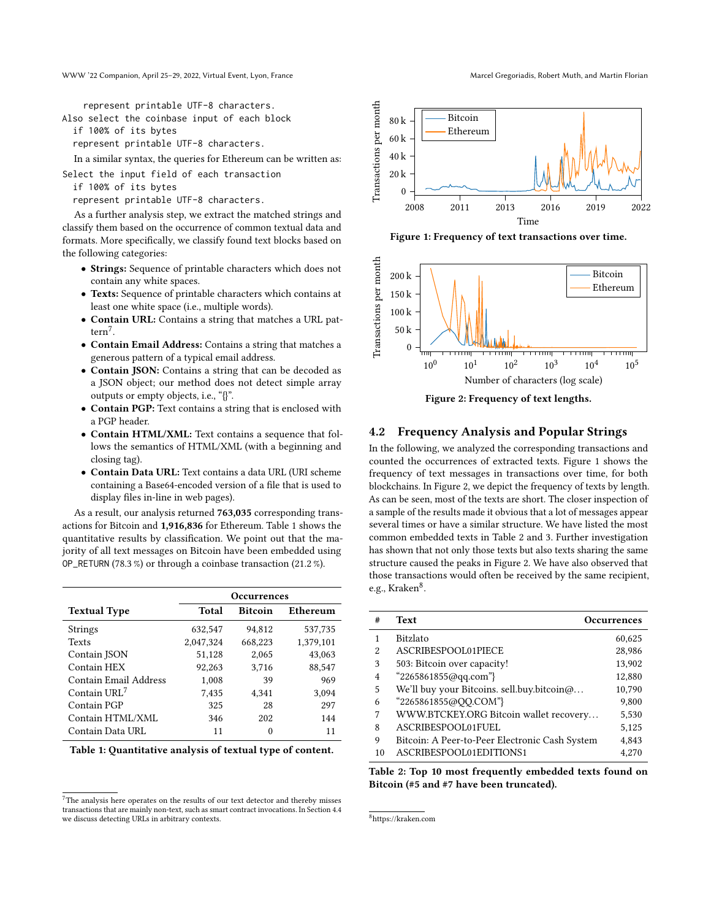```
represent printable UTF-8 characters.
Also select the coinbase input of each block
  if 100% of its bytes
  represent printable UTF-8 characters.
```

In a similar syntax, the queries for Ethereum can be written as:

```
Select the input field of each transaction
  if 100% of its bytes
  represent printable UTF-8 characters.
```

As a further analysis step, we extract the matched strings and classify them based on the occurrence of common textual data and formats. More specifically, we classify found text blocks based on the following categories:

- **Strings:** Sequence of printable characters which does not contain any white spaces.
- **Texts:** Sequence of printable characters which contains at least one white space (i.e., multiple words).
- **Contain URL:** Contains a string that matches a URL pattern[7].
- **Contain Email Address:** Contains a string that matches a generous pattern of a typical email address.
- **Contain JSON:** Contains a string that can be decoded as a JSON object; our method does not detect simple array outputs or empty objects, i.e., "{}".
- **Contain PGP:** Text contains a string that is enclosed with a PGP header.
- **Contain HTML/XML:** Text contains a sequence that follows the semantics of HTML/XML (with a beginning and closing tag).
- **Contain Data URL:** Text contains a data URL (URI scheme containing a Base64-encoded version of a file that is used to display files in-line in web pages).

As a result, our analysis returned **763,035** corresponding transactions for Bitcoin and **1,916,836** for Ethereum. Table 1 shows the quantitative results by classification. We point out that the majority of all text messages on Bitcoin have been embedded using `OP_RETURN` (78.3 %) or through a coinbase transaction (21.2 %).

| Textual Type | Occurrences | | |
|---|---|---|---|
| | Total | Bitcoin | Ethereum |
| Strings | 632,547 | 94,812 | 537,735 |
| Texts | 2,047,324 | 668,223 | 1,379,101 |
| Contain JSON | 51,128 | 2,065 | 43,063 |
| Contain HEX | 92,263 | 3,716 | 88,547 |
| Contain Email Address | 1,008 | 39 | 969 |
| Contain URL[7] | 7,435 | 4,341 | 3,094 |
| Contain PGP | 325 | 28 | 297 |
| Contain HTML/XML | 346 | 202 | 144 |
| Contain Data URL | 11 | 0 | 11 |

**Table 1: Quantitative analysis of textual type of content.**

[7]The analysis here operates on the results of our text detector and thereby misses transactions that are mainly non-text, such as smart contract invocations. In Section 4.4 we discuss detecting URLs in arbitrary contexts.

**Figure 1: Frequency of text transactions over time.**

**Figure 2: Frequency of text lengths.**

## 4.2 Frequency Analysis and Popular Strings

In the following, we analyzed the corresponding transactions and counted the occurrences of extracted texts. Figure 1 shows the frequency of text messages in transactions over time, for both blockchains. In Figure 2, we depict the frequency of texts by length. As can be seen, most of the texts are short. The closer inspection of a sample of the results made it obvious that a lot of messages appear several times or have a similar structure. We have listed the most common embedded texts in Table 2 and 3. Further investigation has shown that not only those texts but also texts sharing the same structure caused the peaks in Figure 2. We have also observed that those transactions would often be received by the same recipient, e.g., Kraken[8].

| # | Text | Occurrences |
|---|---|---|
| 1 | Bitzlato | 60,625 |
| 2 | ASCRIBESPOOL01PIECE | 28,986 |
| 3 | 503: Bitcoin over capacity! | 13,902 |
| 4 | "2265861855@qq.com"} | 12,880 |
| 5 | We'll buy your Bitcoins. sell.buy.bitcoin@… | 10,790 |
| 6 | "2265861855@QQ.COM"} | 9,800 |
| 7 | WWW.BTCKEY.ORG Bitcoin wallet recovery… | 5,530 |
| 8 | ASCRIBESPOOL01FUEL | 5,125 |
| 9 | Bitcoin: A Peer-to-Peer Electronic Cash System | 4,843 |
| 10 | ASCRIBESPOOL01EDITIONS1 | 4,270 |

**Table 2: Top 10 most frequently embedded texts found on Bitcoin (#5 and #7 have been truncated).**

[8]https://kraken.com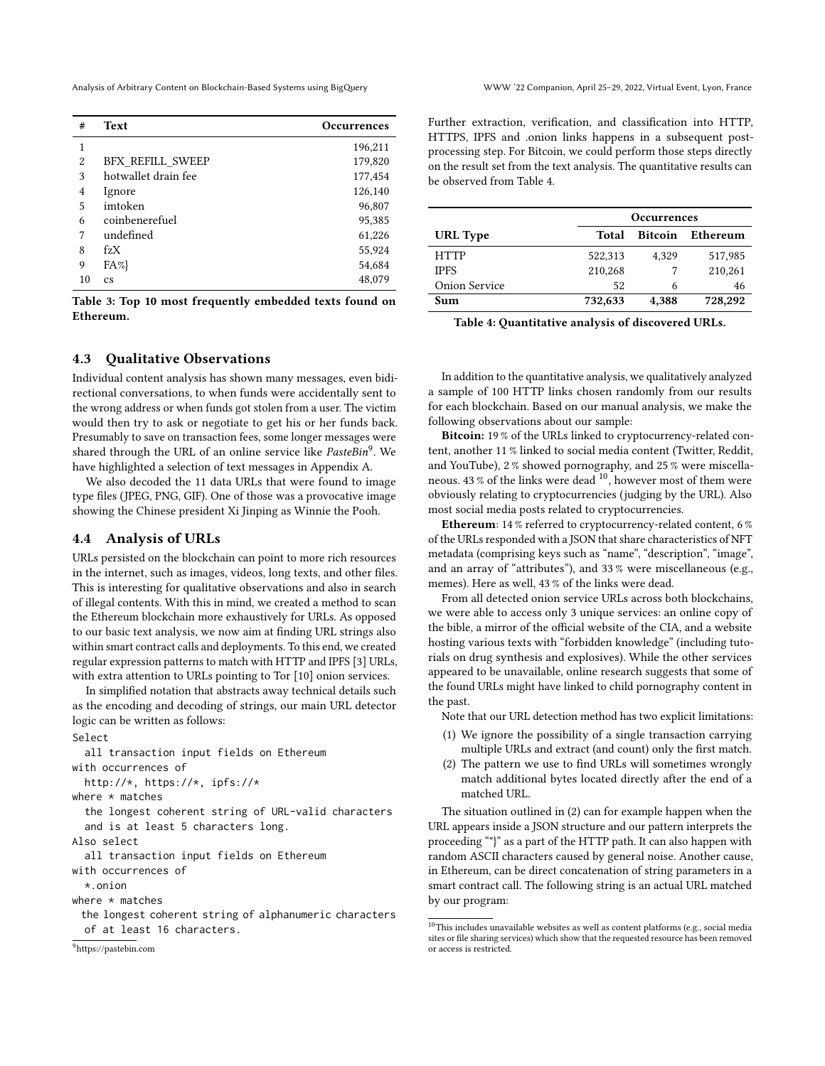| # | Text | Occurrences |
|---|---|---|
| 1 | | 196,211 |
| 2 | BFX_REFILL_SWEEP | 179,820 |
| 3 | hotwallet drain fee | 177,454 |
| 4 | Ignore | 126,140 |
| 5 | imtoken | 96,807 |
| 6 | coinbenerefuel | 95,385 |
| 7 | undefined | 61,226 |
| 8 | fzX | 55,924 |
| 9 | FA%} | 54,684 |
| 10 | cs | 48,079 |

**Table 3: Top 10 most frequently embedded texts found on Ethereum.**

### 4.3 Qualitative Observations

Individual content analysis has shown many messages, even bidirectional conversations, to when funds were accidentally sent to the wrong address or when funds got stolen from a user. The victim would then try to ask or negotiate to get his or her funds back. Presumably to save on transaction fees, some longer messages were shared through the URL of an online service like *PasteBin*[9]. We have highlighted a selection of text messages in Appendix A.

We also decoded the 11 data URLs that were found to image type files (JPEG, PNG, GIF). One of those was a provocative image showing the Chinese president Xi Jinping as Winnie the Pooh.

### 4.4 Analysis of URLs

URLs persisted on the blockchain can point to more rich resources in the internet, such as images, videos, long texts, and other files. This is interesting for qualitative observations and also in search of illegal contents. With this in mind, we created a method to scan the Ethereum blockchain more exhaustively for URLs. As opposed to our basic text analysis, we now aim at finding URL strings also within smart contract calls and deployments. To this end, we created regular expression patterns to match with HTTP and IPFS [3] URLs, with extra attention to URLs pointing to Tor [10] onion services.

In simplified notation that abstracts away technical details such as the encoding and decoding of strings, our main URL detector logic can be written as follows:

```
Select
  all transaction input fields on Ethereum
with occurrences of
  http://*, https://*, ipfs://*
where * matches
  the longest coherent string of URL-valid characters
  and is at least 5 characters long.
Also select
  all transaction input fields on Ethereum
with occurrences of
  *.onion
where * matches
 the longest coherent string of alphanumeric characters
  of at least 16 characters.
```

[9]https://pastebin.com

Further extraction, verification, and classification into HTTP, HTTPS, IPFS and .onion links happens in a subsequent post-processing step. For Bitcoin, we could perform those steps directly on the result set from the text analysis. The quantitative results can be observed from Table 4.

| | Occurrences | | |
|---|---|---|---|
| **URL Type** | **Total** | **Bitcoin** | **Ethereum** |
| HTTP | 522,313 | 4,329 | 517,985 |
| IPFS | 210,268 | 7 | 210,261 |
| Onion Service | 52 | 6 | 46 |
| **Sum** | **732,633** | **4,388** | **728,292** |

**Table 4: Quantitative analysis of discovered URLs.**

In addition to the quantitative analysis, we qualitatively analyzed a sample of 100 HTTP links chosen randomly from our results for each blockchain. Based on our manual analysis, we make the following observations about our sample:

**Bitcoin:** 19 % of the URLs linked to cryptocurrency-related content, another 11 % linked to social media content (Twitter, Reddit, and YouTube), 2 % showed pornography, and 25 % were miscellaneous. 43 % of the links were dead [10], however most of them were obviously relating to cryptocurrencies (judging by the URL). Also most social media posts related to cryptocurrencies.

**Ethereum**: 14 % referred to cryptocurrency-related content, 6 % of the URLs responded with a JSON that share characteristics of NFT metadata (comprising keys such as "name", "description", "image", and an array of "attributes"), and 33 % were miscellaneous (e.g., memes). Here as well, 43 % of the links were dead.

From all detected onion service URLs across both blockchains, we were able to access only 3 unique services: an online copy of the bible, a mirror of the official website of the CIA, and a website hosting various texts with "forbidden knowledge" (including tutorials on drug synthesis and explosives). While the other services appeared to be unavailable, online research suggests that some of the found URLs might have linked to child pornography content in the past.

Note that our URL detection method has two explicit limitations:

1. We ignore the possibility of a single transaction carrying multiple URLs and extract (and count) only the first match.
2. The pattern we use to find URLs will sometimes wrongly match additional bytes located directly after the end of a matched URL.

The situation outlined in (2) can for example happen when the URL appears inside a JSON structure and our pattern interprets the proceeding ""}" as a part of the HTTP path. It can also happen with random ASCII characters caused by general noise. Another cause, in Ethereum, can be direct concatenation of string parameters in a smart contract call. The following string is an actual URL matched by our program:

[10]This includes unavailable websites as well as content platforms (e.g., social media sites or file sharing services) which show that the requested resource has been removed or access is restricted.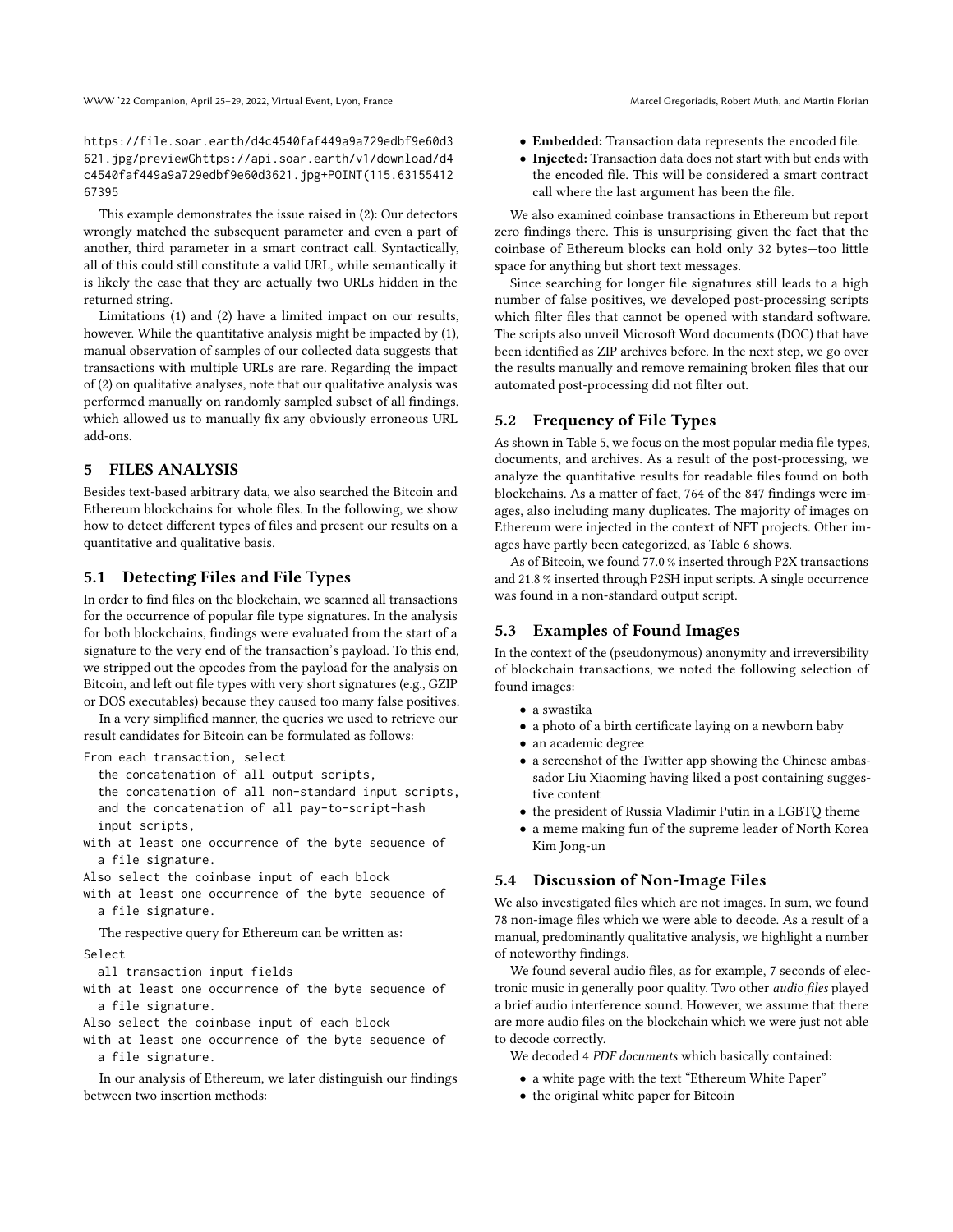```
https://file.soar.earth/d4c4540faf449a9a729edbf9e60d3621.jpg/previewGhttps://api.soar.earth/v1/download/d4c4540faf449a9a729edbf9e60d3621.jpg+POINT(115.63155412 67395
```

This example demonstrates the issue raised in (2): Our detectors wrongly matched the subsequent parameter and even a part of another, third parameter in a smart contract call. Syntactically, all of this could still constitute a valid URL, while semantically it is likely the case that they are actually two URLs hidden in the returned string.

Limitations (1) and (2) have a limited impact on our results, however. While the quantitative analysis might be impacted by (1), manual observation of samples of our collected data suggests that transactions with multiple URLs are rare. Regarding the impact of (2) on qualitative analyses, note that our qualitative analysis was performed manually on randomly sampled subset of all findings, which allowed us to manually fix any obviously erroneous URL add-ons.

## 5 FILES ANALYSIS

Besides text-based arbitrary data, we also searched the Bitcoin and Ethereum blockchains for whole files. In the following, we show how to detect different types of files and present our results on a quantitative and qualitative basis.

### 5.1 Detecting Files and File Types

In order to find files on the blockchain, we scanned all transactions for the occurrence of popular file type signatures. In the analysis for both blockchains, findings were evaluated from the start of a signature to the very end of the transaction's payload. To this end, we stripped out the opcodes from the payload for the analysis on Bitcoin, and left out file types with very short signatures (e.g., GZIP or DOS executables) because they caused too many false positives.

In a very simplified manner, the queries we used to retrieve our result candidates for Bitcoin can be formulated as follows:

```
From each transaction, select
  the concatenation of all output scripts,
  the concatenation of all non-standard input scripts,
  and the concatenation of all pay-to-script-hash
  input scripts,
with at least one occurrence of the byte sequence of
  a file signature.
Also select the coinbase input of each block
with at least one occurrence of the byte sequence of
  a file signature.
```

The respective query for Ethereum can be written as:

```
Select
  all transaction input fields
with at least one occurrence of the byte sequence of
  a file signature.
Also select the coinbase input of each block
with at least one occurrence of the byte sequence of
  a file signature.
```

In our analysis of Ethereum, we later distinguish our findings between two insertion methods:

- **Embedded:** Transaction data represents the encoded file.
- **Injected:** Transaction data does not start with but ends with the encoded file. This will be considered a smart contract call where the last argument has been the file.

We also examined coinbase transactions in Ethereum but report zero findings there. This is unsurprising given the fact that the coinbase of Ethereum blocks can hold only 32 bytes—too little space for anything but short text messages.

Since searching for longer file signatures still leads to a high number of false positives, we developed post-processing scripts which filter files that cannot be opened with standard software. The scripts also unveil Microsoft Word documents (DOC) that have been identified as ZIP archives before. In the next step, we go over the results manually and remove remaining broken files that our automated post-processing did not filter out.

### 5.2 Frequency of File Types

As shown in Table 5, we focus on the most popular media file types, documents, and archives. As a result of the post-processing, we analyze the quantitative results for readable files found on both blockchains. As a matter of fact, 764 of the 847 findings were images, also including many duplicates. The majority of images on Ethereum were injected in the context of NFT projects. Other images have partly been categorized, as Table 6 shows.

As of Bitcoin, we found 77.0 % inserted through P2X transactions and 21.8 % inserted through P2SH input scripts. A single occurrence was found in a non-standard output script.

### 5.3 Examples of Found Images

In the context of the (pseudonymous) anonymity and irreversibility of blockchain transactions, we noted the following selection of found images:

- a swastika
- a photo of a birth certificate laying on a newborn baby
- an academic degree
- a screenshot of the Twitter app showing the Chinese ambassador Liu Xiaoming having liked a post containing suggestive content
- the president of Russia Vladimir Putin in a LGBTQ theme
- a meme making fun of the supreme leader of North Korea Kim Jong-un

### 5.4 Discussion of Non-Image Files

We also investigated files which are not images. In sum, we found 78 non-image files which we were able to decode. As a result of a manual, predominantly qualitative analysis, we highlight a number of noteworthy findings.

We found several audio files, as for example, 7 seconds of electronic music in generally poor quality. Two other *audio files* played a brief audio interference sound. However, we assume that there are more audio files on the blockchain which we were just not able to decode correctly.

We decoded 4 *PDF documents* which basically contained:

- a white page with the text "Ethereum White Paper"
- the original white paper for Bitcoin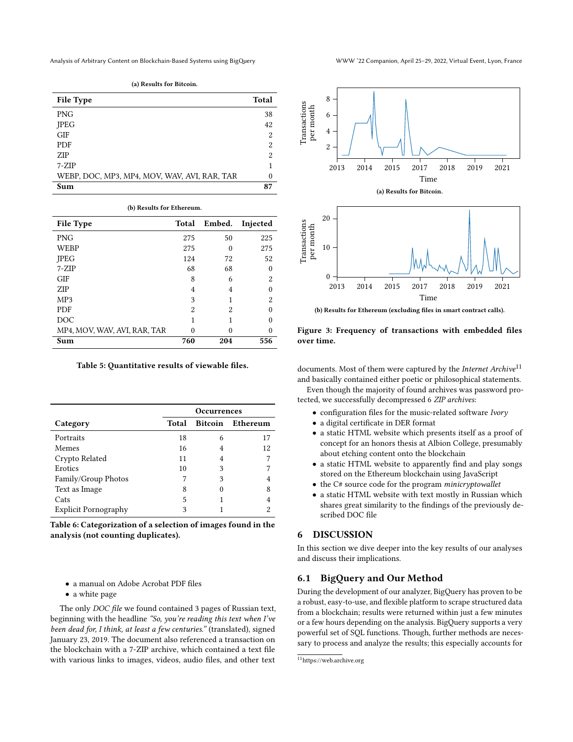(a) Results for Bitcoin.

| File Type | Total |
|---|---|
| PNG | 38 |
| JPEG | 42 |
| GIF | 2 |
| PDF | 2 |
| ZIP | 2 |
| 7-ZIP | 1 |
| WEBP, DOC, MP3, MP4, MOV, WAV, AVI, RAR, TAR | 0 |
| **Sum** | **87** |

(b) Results for Ethereum.

| File Type | Total | Embed. | Injected |
|---|---|---|---|
| PNG | 275 | 50 | 225 |
| WEBP | 275 | 0 | 275 |
| JPEG | 124 | 72 | 52 |
| 7-ZIP | 68 | 68 | 0 |
| GIF | 8 | 6 | 2 |
| ZIP | 4 | 4 | 0 |
| MP3 | 3 | 1 | 2 |
| PDF | 2 | 2 | 0 |
| DOC | 1 | 1 | 0 |
| MP4, MOV, WAV, AVI, RAR, TAR | 0 | 0 | 0 |
| **Sum** | **760** | **204** | **556** |

**Table 5: Quantitative results of viewable files.**

| Category | Occurrences | | |
|---|---|---|---|
| | Total | Bitcoin | Ethereum |
| Portraits | 18 | 6 | 17 |
| Memes | 16 | 4 | 12 |
| Crypto Related | 11 | 4 | 7 |
| Erotics | 10 | 3 | 7 |
| Family/Group Photos | 7 | 3 | 4 |
| Text as Image | 8 | 0 | 8 |
| Cats | 5 | 1 | 4 |
| Explicit Pornography | 3 | 1 | 2 |

**Table 6: Categorization of a selection of images found in the analysis (not counting duplicates).**

- a manual on Adobe Acrobat PDF files
- a white page

The only *DOC file* we found contained 3 pages of Russian text, beginning with the headline *"So, you're reading this text when I've been dead for, I think, at least a few centuries."* (translated), signed January 23, 2019. The document also referenced a transaction on the blockchain with a 7-ZIP archive, which contained a text file with various links to images, videos, audio files, and other text

(a) Results for Bitcoin.

(b) Results for Ethereum (excluding files in smart contract calls).

**Figure 3: Frequency of transactions with embedded files over time.**

documents. Most of them were captured by the *Internet Archive*[11] and basically contained either poetic or philosophical statements.

Even though the majority of found archives was password protected, we successfully decompressed 6 *ZIP archives*:

- configuration files for the music-related software *Ivory*
- a digital certificate in DER format
- a static HTML website which presents itself as a proof of concept for an honors thesis at Albion College, presumably about etching content onto the blockchain
- a static HTML website to apparently find and play songs stored on the Ethereum blockchain using JavaScript
- the C# source code for the program *minicryptowallet*
- a static HTML website with text mostly in Russian which shares great similarity to the findings of the previously described DOC file

## 6 DISCUSSION

In this section we dive deeper into the key results of our analyses and discuss their implications.

### 6.1 BigQuery and Our Method

During the development of our analyzer, BigQuery has proven to be a robust, easy-to-use, and flexible platform to scrape structured data from a blockchain; results were returned within just a few minutes or a few hours depending on the analysis. BigQuery supports a very powerful set of SQL functions. Though, further methods are necessary to process and analyze the results; this especially accounts for

[11] https://web.archive.org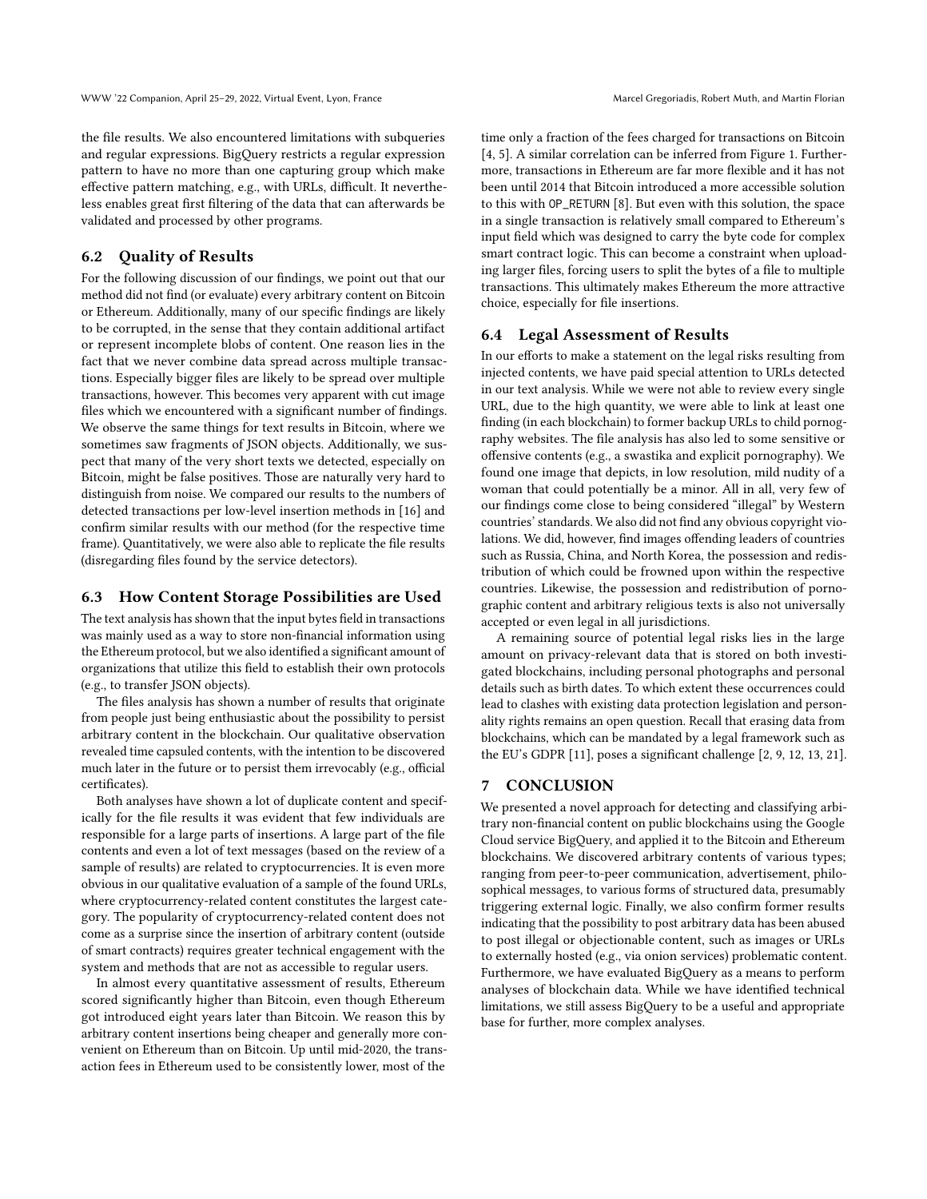the file results. We also encountered limitations with subqueries and regular expressions. BigQuery restricts a regular expression pattern to have no more than one capturing group which make effective pattern matching, e.g., with URLs, difficult. It nevertheless enables great first filtering of the data that can afterwards be validated and processed by other programs.

## 6.2 Quality of Results

For the following discussion of our findings, we point out that our method did not find (or evaluate) every arbitrary content on Bitcoin or Ethereum. Additionally, many of our specific findings are likely to be corrupted, in the sense that they contain additional artifact or represent incomplete blobs of content. One reason lies in the fact that we never combine data spread across multiple transactions. Especially bigger files are likely to be spread over multiple transactions, however. This becomes very apparent with cut image files which we encountered with a significant number of findings. We observe the same things for text results in Bitcoin, where we sometimes saw fragments of JSON objects. Additionally, we suspect that many of the very short texts we detected, especially on Bitcoin, might be false positives. Those are naturally very hard to distinguish from noise. We compared our results to the numbers of detected transactions per low-level insertion methods in [16] and confirm similar results with our method (for the respective time frame). Quantitatively, we were also able to replicate the file results (disregarding files found by the service detectors).

## 6.3 How Content Storage Possibilities are Used

The text analysis has shown that the input bytes field in transactions was mainly used as a way to store non-financial information using the Ethereum protocol, but we also identified a significant amount of organizations that utilize this field to establish their own protocols (e.g., to transfer JSON objects).

The files analysis has shown a number of results that originate from people just being enthusiastic about the possibility to persist arbitrary content in the blockchain. Our qualitative observation revealed time capsuled contents, with the intention to be discovered much later in the future or to persist them irrevocably (e.g., official certificates).

Both analyses have shown a lot of duplicate content and specifically for the file results it was evident that few individuals are responsible for a large parts of insertions. A large part of the file contents and even a lot of text messages (based on the review of a sample of results) are related to cryptocurrencies. It is even more obvious in our qualitative evaluation of a sample of the found URLs, where cryptocurrency-related content constitutes the largest category. The popularity of cryptocurrency-related content does not come as a surprise since the insertion of arbitrary content (outside of smart contracts) requires greater technical engagement with the system and methods that are not as accessible to regular users.

In almost every quantitative assessment of results, Ethereum scored significantly higher than Bitcoin, even though Ethereum got introduced eight years later than Bitcoin. We reason this by arbitrary content insertions being cheaper and generally more convenient on Ethereum than on Bitcoin. Up until mid-2020, the transaction fees in Ethereum used to be consistently lower, most of the time only a fraction of the fees charged for transactions on Bitcoin [4, 5]. A similar correlation can be inferred from Figure 1. Furthermore, transactions in Ethereum are far more flexible and it has not been until 2014 that Bitcoin introduced a more accessible solution to this with `OP_RETURN` [8]. But even with this solution, the space in a single transaction is relatively small compared to Ethereum's input field which was designed to carry the byte code for complex smart contract logic. This can become a constraint when uploading larger files, forcing users to split the bytes of a file to multiple transactions. This ultimately makes Ethereum the more attractive choice, especially for file insertions.

## 6.4 Legal Assessment of Results

In our efforts to make a statement on the legal risks resulting from injected contents, we have paid special attention to URLs detected in our text analysis. While we were not able to review every single URL, due to the high quantity, we were able to link at least one finding (in each blockchain) to former backup URLs to child pornography websites. The file analysis has also led to some sensitive or offensive contents (e.g., a swastika and explicit pornography). We found one image that depicts, in low resolution, mild nudity of a woman that could potentially be a minor. All in all, very few of our findings come close to being considered "illegal" by Western countries' standards. We also did not find any obvious copyright violations. We did, however, find images offending leaders of countries such as Russia, China, and North Korea, the possession and redistribution of which could be frowned upon within the respective countries. Likewise, the possession and redistribution of pornographic content and arbitrary religious texts is also not universally accepted or even legal in all jurisdictions.

A remaining source of potential legal risks lies in the large amount on privacy-relevant data that is stored on both investigated blockchains, including personal photographs and personal details such as birth dates. To which extent these occurrences could lead to clashes with existing data protection legislation and personality rights remains an open question. Recall that erasing data from blockchains, which can be mandated by a legal framework such as the EU's GDPR [11], poses a significant challenge [2, 9, 12, 13, 21].

# 7 CONCLUSION

We presented a novel approach for detecting and classifying arbitrary non-financial content on public blockchains using the Google Cloud service BigQuery, and applied it to the Bitcoin and Ethereum blockchains. We discovered arbitrary contents of various types; ranging from peer-to-peer communication, advertisement, philosophical messages, to various forms of structured data, presumably triggering external logic. Finally, we also confirm former results indicating that the possibility to post arbitrary data has been abused to post illegal or objectionable content, such as images or URLs to externally hosted (e.g., via onion services) problematic content. Furthermore, we have evaluated BigQuery as a means to perform analyses of blockchain data. While we have identified technical limitations, we still assess BigQuery to be a useful and appropriate base for further, more complex analyses.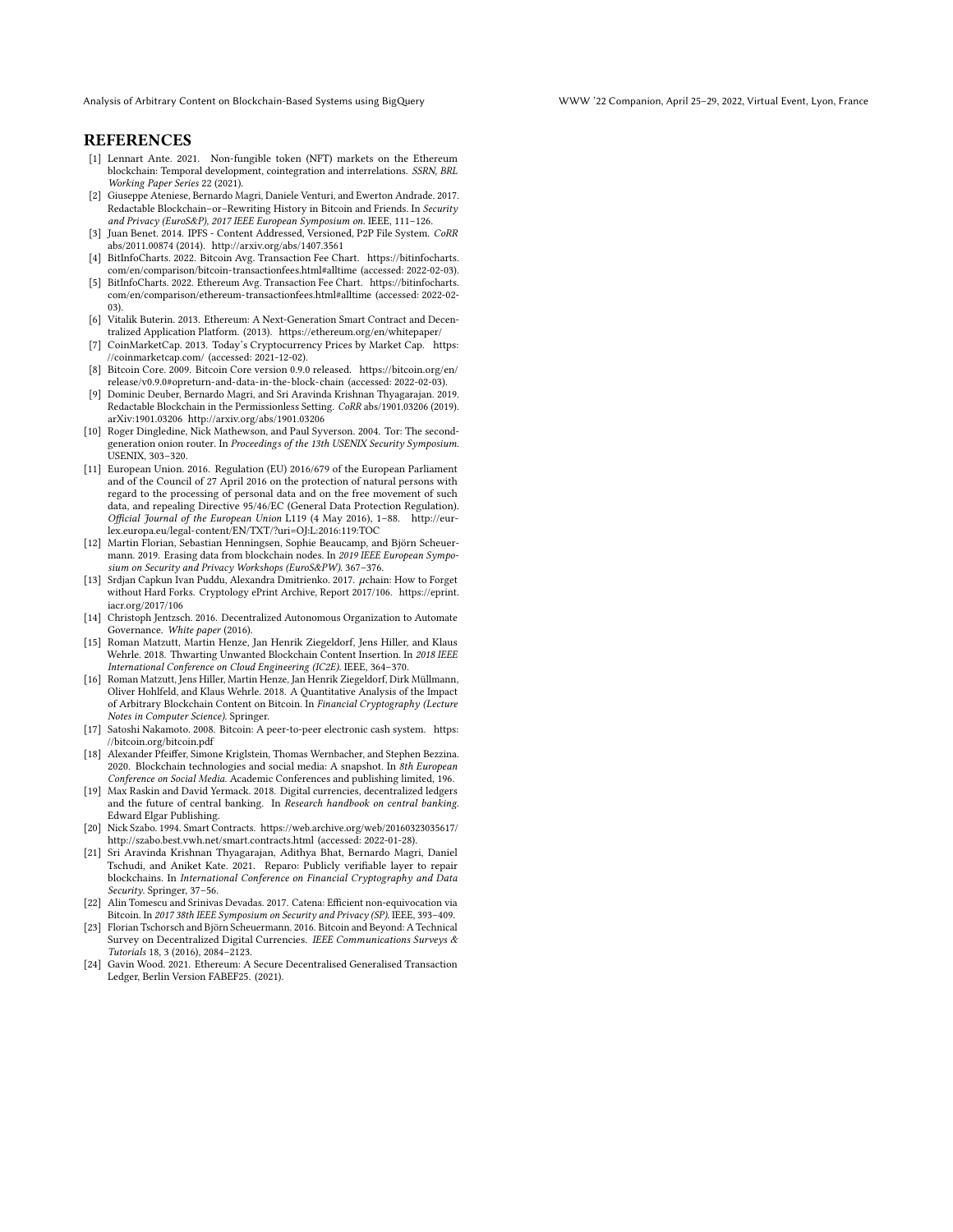## REFERENCES

[1] Lennart Ante. 2021. Non-fungible token (NFT) markets on the Ethereum blockchain: Temporal development, cointegration and interrelations. *SSRN, BRL Working Paper Series* 22 (2021).

[2] Giuseppe Ateniese, Bernardo Magri, Daniele Venturi, and Ewerton Andrade. 2017. Redactable Blockchain–or–Rewriting History in Bitcoin and Friends. In *Security and Privacy (EuroS&P), 2017 IEEE European Symposium on*. IEEE, 111–126.

[3] Juan Benet. 2014. IPFS - Content Addressed, Versioned, P2P File System. *CoRR* abs/2011.00874 (2014). http://arxiv.org/abs/1407.3561

[4] BitInfoCharts. 2022. Bitcoin Avg. Transaction Fee Chart. https://bitinfocharts.com/en/comparison/bitcoin-transactionfees.html#alltime (accessed: 2022-02-03).

[5] BitInfoCharts. 2022. Ethereum Avg. Transaction Fee Chart. https://bitinfocharts.com/en/comparison/ethereum-transactionfees.html#alltime (accessed: 2022-02-03).

[6] Vitalik Buterin. 2013. Ethereum: A Next-Generation Smart Contract and Decentralized Application Platform. (2013). https://ethereum.org/en/whitepaper/

[7] CoinMarketCap. 2013. Today's Cryptocurrency Prices by Market Cap. https://coinmarketcap.com/ (accessed: 2021-12-02).

[8] Bitcoin Core. 2009. Bitcoin Core version 0.9.0 released. https://bitcoin.org/en/release/v0.9.0#opreturn-and-data-in-the-block-chain (accessed: 2022-02-03).

[9] Dominic Deuber, Bernardo Magri, and Sri Aravinda Krishnan Thyagarajan. 2019. Redactable Blockchain in the Permissionless Setting. *CoRR* abs/1901.03206 (2019). arXiv:1901.03206 http://arxiv.org/abs/1901.03206

[10] Roger Dingledine, Nick Mathewson, and Paul Syverson. 2004. Tor: The second-generation onion router. In *Proceedings of the 13th USENIX Security Symposium*. USENIX, 303–320.

[11] European Union. 2016. Regulation (EU) 2016/679 of the European Parliament and of the Council of 27 April 2016 on the protection of natural persons with regard to the processing of personal data and on the free movement of such data, and repealing Directive 95/46/EC (General Data Protection Regulation). *Official Journal of the European Union* L119 (4 May 2016), 1–88. http://eur-lex.europa.eu/legal-content/EN/TXT/?uri=OJ:L:2016:119:TOC

[12] Martin Florian, Sebastian Henningsen, Sophie Beaucamp, and Björn Scheuermann. 2019. Erasing data from blockchain nodes. In *2019 IEEE European Symposium on Security and Privacy Workshops (EuroS&PW)*. 367–376.

[13] Srdjan Capkun Ivan Puddu, Alexandra Dmitrienko. 2017. $\mu$chain: How to Forget without Hard Forks. Cryptology ePrint Archive, Report 2017/106. https://eprint.iacr.org/2017/106

[14] Christoph Jentzsch. 2016. Decentralized Autonomous Organization to Automate Governance. *White paper* (2016).

[15] Roman Matzutt, Martin Henze, Jan Henrik Ziegeldorf, Jens Hiller, and Klaus Wehrle. 2018. Thwarting Unwanted Blockchain Content Insertion. In *2018 IEEE International Conference on Cloud Engineering (IC2E)*. IEEE, 364–370.

[16] Roman Matzutt, Jens Hiller, Martin Henze, Jan Henrik Ziegeldorf, Dirk Müllmann, Oliver Hohlfeld, and Klaus Wehrle. 2018. A Quantitative Analysis of the Impact of Arbitrary Blockchain Content on Bitcoin. In *Financial Cryptography (Lecture Notes in Computer Science)*. Springer.

[17] Satoshi Nakamoto. 2008. Bitcoin: A peer-to-peer electronic cash system. https://bitcoin.org/bitcoin.pdf

[18] Alexander Pfeiffer, Simone Kriglstein, Thomas Wernbacher, and Stephen Bezzina. 2020. Blockchain technologies and social media: A snapshot. In *8th European Conference on Social Media*. Academic Conferences and publishing limited, 196.

[19] Max Raskin and David Yermack. 2018. Digital currencies, decentralized ledgers and the future of central banking. In *Research handbook on central banking*. Edward Elgar Publishing.

[20] Nick Szabo. 1994. Smart Contracts. https://web.archive.org/web/20160323035617/http://szabo.best.vwh.net/smart.contracts.html (accessed: 2022-01-28).

[21] Sri Aravinda Krishnan Thyagarajan, Adithya Bhat, Bernardo Magri, Daniel Tschudi, and Aniket Kate. 2021. Reparo: Publicly verifiable layer to repair blockchains. In *International Conference on Financial Cryptography and Data Security*. Springer, 37–56.

[22] Alin Tomescu and Srinivas Devadas. 2017. Catena: Efficient non-equivocation via Bitcoin. In *2017 38th IEEE Symposium on Security and Privacy (SP)*. IEEE, 393–409.

[23] Florian Tschorsch and Björn Scheuermann. 2016. Bitcoin and Beyond: A Technical Survey on Decentralized Digital Currencies. *IEEE Communications Surveys & Tutorials* 18, 3 (2016), 2084–2123.

[24] Gavin Wood. 2021. Ethereum: A Secure Decentralised Generalised Transaction Ledger, Berlin Version FABEF25. (2021).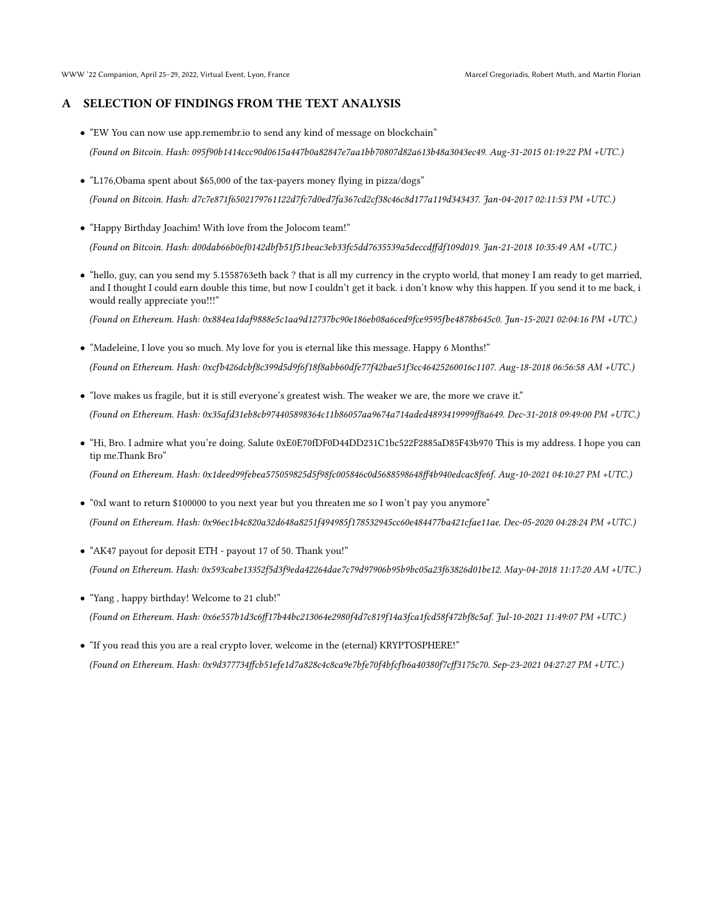## A SELECTION OF FINDINGS FROM THE TEXT ANALYSIS

- "EW You can now use app.remembr.io to send any kind of message on blockchain"

  *(Found on Bitcoin. Hash: 095f90b1414ccc90d0615a447b0a82847e7aa1bb70807d82a613b48a3043ec49. Aug-31-2015 01:19:22 PM +UTC.)*

- "L176,Obama spent about $65,000 of the tax-payers money flying in pizza/dogs"

  *(Found on Bitcoin. Hash: d7c7e871f6502179761122d7fc7d0ed7fa367cd2cf38c46c8d177a119d343437. Jan-04-2017 02:11:53 PM +UTC.)*

- "Happy Birthday Joachim! With love from the Jolocom team!"

  *(Found on Bitcoin. Hash: d00dab66b0ef0142dbfb51f51beac3eb33fc5dd7635539a5deccdffdf109d019. Jan-21-2018 10:35:49 AM +UTC.)*

- "hello, guy, can you send my 5.1558763eth back ? that is all my currency in the crypto world, that money I am ready to get married, and I thought I could earn double this time, but now I couldn't get it back. i don't know why this happen. If you send it to me back, i would really appreciate you!!!"

  *(Found on Ethereum. Hash: 0x884ea1daf9888e5c1aa9d12737bc90e186eb08a6ced9fce9595fbe4878b645c0. Jun-15-2021 02:04:16 PM +UTC.)*

- "Madeleine, I love you so much. My love for you is eternal like this message. Happy 6 Months!"

  *(Found on Ethereum. Hash: 0xcfb426dcbf8c399d5d9f6f18f8abb60dfe77f42bae51f3cc46425260016c1107. Aug-18-2018 06:56:58 AM +UTC.)*

- "love makes us fragile, but it is still everyone's greatest wish. The weaker we are, the more we crave it."

  *(Found on Ethereum. Hash: 0x35afd31eb8cb974405898364c11b86057aa9674a714aded4893419999ff8a649. Dec-31-2018 09:49:00 PM +UTC.)*

- "Hi, Bro. I admire what you're doing. Salute 0xE0E70fDF0D44DD231C1bc522F2885aD85F43b970 This is my address. I hope you can tip me.Thank Bro"

  *(Found on Ethereum. Hash: 0x1deed99febea575059825d5f98fc005846c0d5688598648ff4b940edcac8fe6f. Aug-10-2021 04:10:27 PM +UTC.)*

- "0xI want to return $100000 to you next year but you threaten me so I won't pay you anymore"

  *(Found on Ethereum. Hash: 0x96ec1b4c820a32d648a8251f494985f178532945cc60e484477ba421cfae11ae. Dec-05-2020 04:28:24 PM +UTC.)*

- "AK47 payout for deposit ETH - payout 17 of 50. Thank you!"

  *(Found on Ethereum. Hash: 0x593cabe13352f5d3f9eda42264dae7c79d97906b95b9bc05a23f63826d01be12. May-04-2018 11:17:20 AM +UTC.)*

- "Yang , happy birthday! Welcome to 21 club!"

  *(Found on Ethereum. Hash: 0x6e557b1d3c6ff17b44bc213064e2980f4d7c819f14a3fca1fcd58f472bf8c5af. Jul-10-2021 11:49:07 PM +UTC.)*

- "If you read this you are a real crypto lover, welcome in the (eternal) KRYPTOSPHERE!"

  *(Found on Ethereum. Hash: 0x9d377734ffcb51efe1d7a828c4c8ca9e7bfe70f4bfcfb6a40380f7cff3175c70. Sep-23-2021 04:27:27 PM +UTC.)*